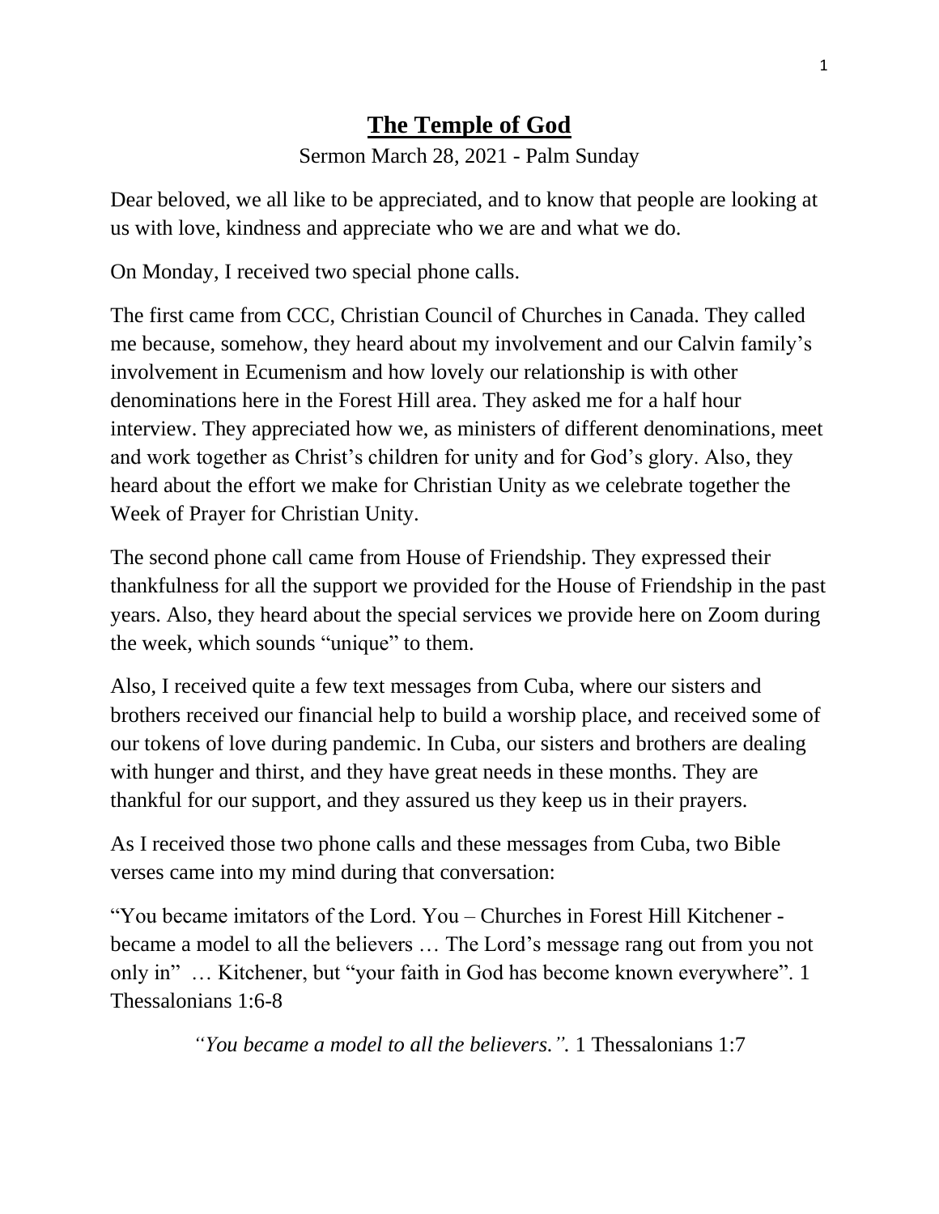# **The Temple of God**

Sermon March 28, 2021 - Palm Sunday

Dear beloved, we all like to be appreciated, and to know that people are looking at us with love, kindness and appreciate who we are and what we do.

On Monday, I received two special phone calls.

The first came from CCC, Christian Council of Churches in Canada. They called me because, somehow, they heard about my involvement and our Calvin family's involvement in Ecumenism and how lovely our relationship is with other denominations here in the Forest Hill area. They asked me for a half hour interview. They appreciated how we, as ministers of different denominations, meet and work together as Christ's children for unity and for God's glory. Also, they heard about the effort we make for Christian Unity as we celebrate together the Week of Prayer for Christian Unity.

The second phone call came from House of Friendship. They expressed their thankfulness for all the support we provided for the House of Friendship in the past years. Also, they heard about the special services we provide here on Zoom during the week, which sounds "unique" to them.

Also, I received quite a few text messages from Cuba, where our sisters and brothers received our financial help to build a worship place, and received some of our tokens of love during pandemic. In Cuba, our sisters and brothers are dealing with hunger and thirst, and they have great needs in these months. They are thankful for our support, and they assured us they keep us in their prayers.

As I received those two phone calls and these messages from Cuba, two Bible verses came into my mind during that conversation:

"You became imitators of the Lord. You – Churches in Forest Hill Kitchener - became a model to all the believers … The Lord's message rang out from you not only in" … Kitchener, but "your faith in God has become known everywhere". 1 Thessalonians 1:6-8

*"You became a model to all the believers.".* 1 Thessalonians 1:7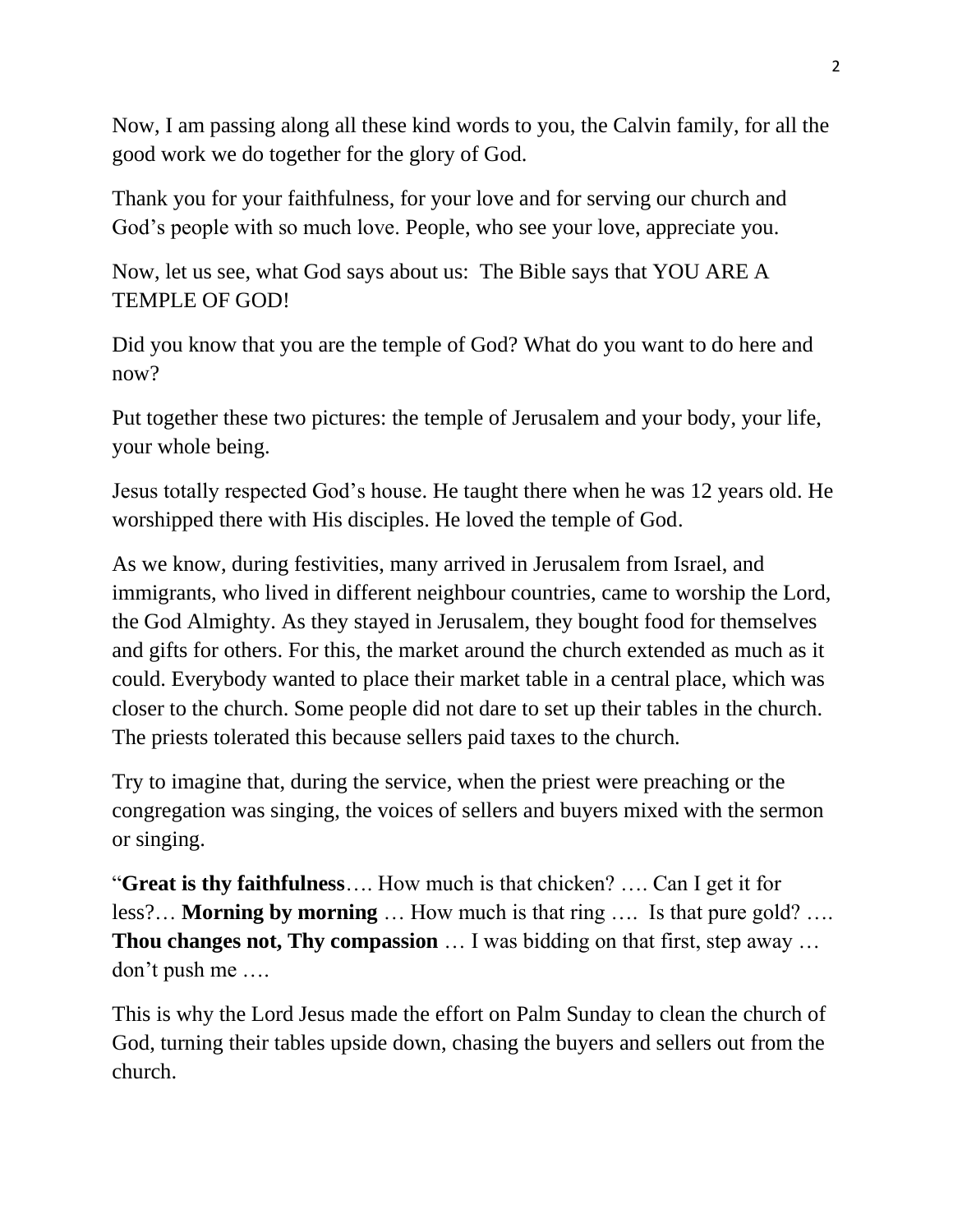Now, I am passing along all these kind words to you, the Calvin family, for all the good work we do together for the glory of God.

Thank you for your faithfulness, for your love and for serving our church and God's people with so much love. People, who see your love, appreciate you.

Now, let us see, what God says about us: The Bible says that YOU ARE A TEMPLE OF GOD!

Did you know that you are the temple of God? What do you want to do here and now?

Put together these two pictures: the temple of Jerusalem and your body, your life, your whole being.

Jesus totally respected God's house. He taught there when he was 12 years old. He worshipped there with His disciples. He loved the temple of God.

As we know, during festivities, many arrived in Jerusalem from Israel, and immigrants, who lived in different neighbour countries, came to worship the Lord, the God Almighty. As they stayed in Jerusalem, they bought food for themselves and gifts for others. For this, the market around the church extended as much as it could. Everybody wanted to place their market table in a central place, which was closer to the church. Some people did not dare to set up their tables in the church. The priests tolerated this because sellers paid taxes to the church.

Try to imagine that, during the service, when the priest were preaching or the congregation was singing, the voices of sellers and buyers mixed with the sermon or singing.

"**Great is thy faithfulness**…. How much is that chicken? …. Can I get it for less?… **Morning by morning** … How much is that ring …. Is that pure gold? …. **Thou changes not, Thy compassion** … I was bidding on that first, step away … don't push me ….

This is why the Lord Jesus made the effort on Palm Sunday to clean the church of God, turning their tables upside down, chasing the buyers and sellers out from the church.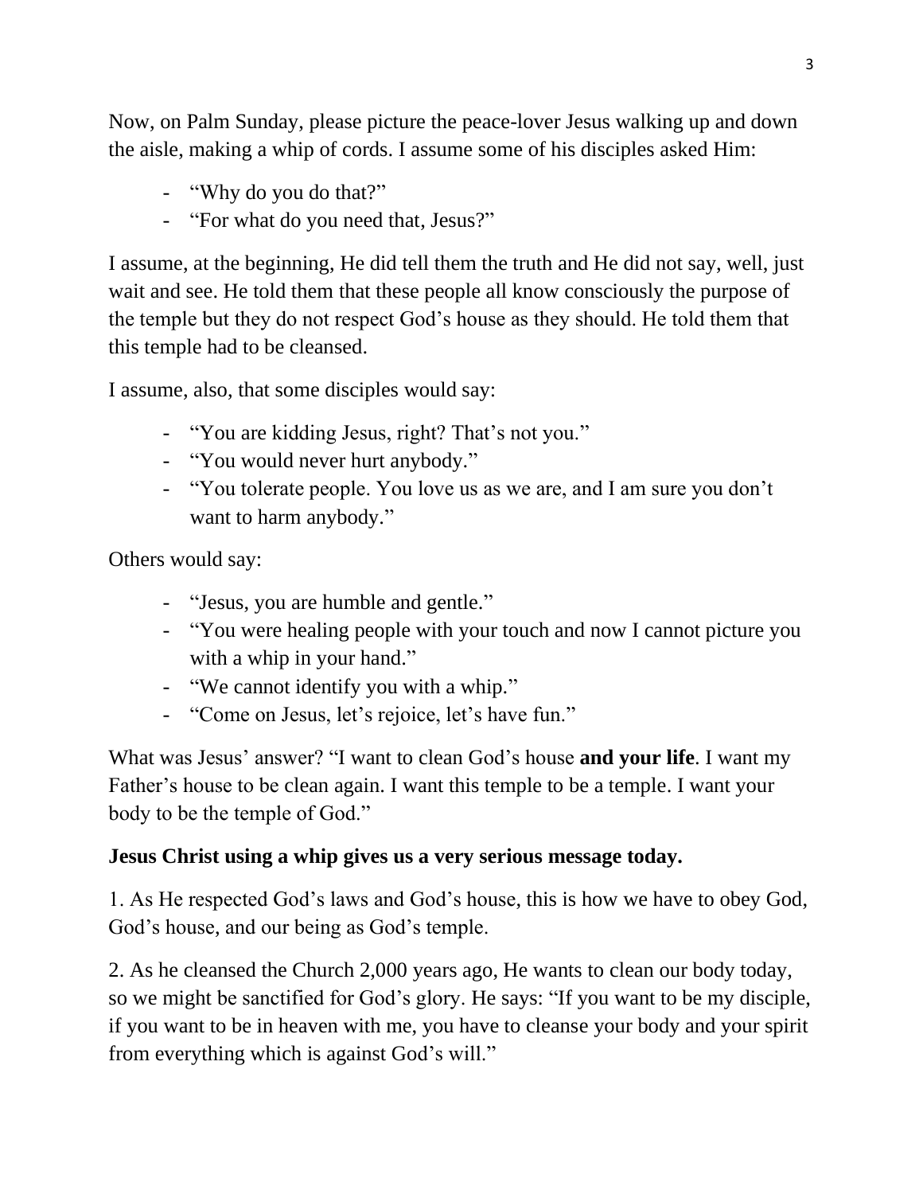Now, on Palm Sunday, please picture the peace-lover Jesus walking up and down the aisle, making a whip of cords. I assume some of his disciples asked Him:

- "Why do you do that?"
- "For what do you need that, Jesus?"

I assume, at the beginning, He did tell them the truth and He did not say, well, just wait and see. He told them that these people all know consciously the purpose of the temple but they do not respect God's house as they should. He told them that this temple had to be cleansed.

I assume, also, that some disciples would say:

- "You are kidding Jesus, right? That's not you."
- "You would never hurt anybody."
- "You tolerate people. You love us as we are, and I am sure you don't want to harm anybody."

Others would say:

- "Jesus, you are humble and gentle."
- "You were healing people with your touch and now I cannot picture you with a whip in your hand."
- "We cannot identify you with a whip."
- "Come on Jesus, let's rejoice, let's have fun."

What was Jesus' answer? "I want to clean God's house **and your life**. I want my Father's house to be clean again. I want this temple to be a temple. I want your body to be the temple of God."

**Jesus Christ using a whip gives us a very serious message today.**

1. As He respected God's laws and God's house, this is how we have to obey God, God's house, and our being as God's temple.

2. As he cleansed the Church 2,000 years ago, He wants to clean our body today, so we might be sanctified for God's glory. He says: "If you want to be my disciple, if you want to be in heaven with me, you have to cleanse your body and your spirit from everything which is against God's will."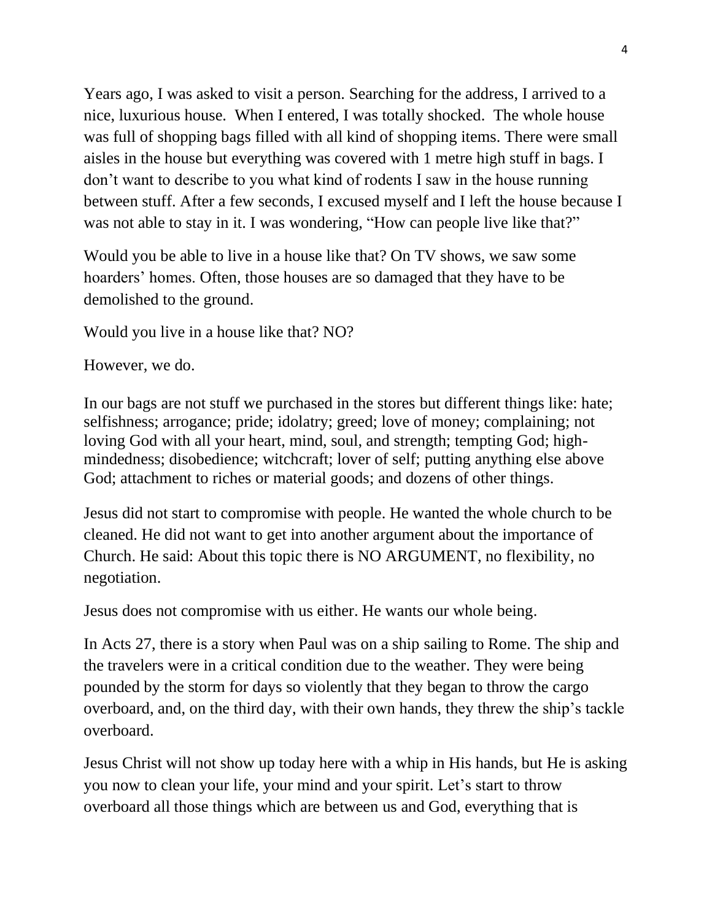Years ago, I was asked to visit a person. Searching for the address, I arrived to a nice, luxurious house. When I entered, I was totally shocked. The whole house was full of shopping bags filled with all kind of shopping items. There were small aisles in the house but everything was covered with 1 metre high stuff in bags. I don't want to describe to you what kind of rodents I saw in the house running between stuff. After a few seconds, I excused myself and I left the house because I was not able to stay in it. I was wondering, "How can people live like that?"

Would you be able to live in a house like that? On TV shows, we saw some hoarders' homes. Often, those houses are so damaged that they have to be demolished to the ground.

Would you live in a house like that? NO?

However, we do.

In our bags are not stuff we purchased in the stores but different things like: hate; selfishness; arrogance; pride; idolatry; greed; love of money; complaining; not loving God with all your heart, mind, soul, and strength; tempting God; high-mindedness; disobedience; witchcraft; lover of self; putting anything else above God; attachment to riches or material goods; and dozens of other things.

Jesus did not start to compromise with people. He wanted the whole church to be cleaned. He did not want to get into another argument about the importance of Church. He said: About this topic there is NO ARGUMENT, no flexibility, no negotiation.

Jesus does not compromise with us either. He wants our whole being.

In Acts 27, there is a story when Paul was on a ship sailing to Rome. The ship and the travelers were in a critical condition due to the weather. They were being pounded by the storm for days so violently that they began to throw the cargo overboard, and, on the third day, with their own hands, they threw the ship's tackle overboard.

Jesus Christ will not show up today here with a whip in His hands, but He is asking you now to clean your life, your mind and your spirit. Let's start to throw overboard all those things which are between us and God, everything that is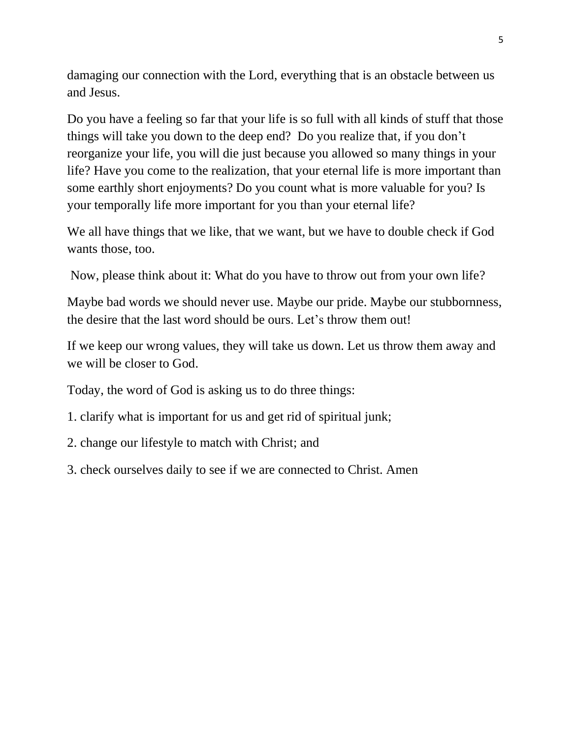damaging our connection with the Lord, everything that is an obstacle between us and Jesus.

Do you have a feeling so far that your life is so full with all kinds of stuff that those things will take you down to the deep end? Do you realize that, if you don't reorganize your life, you will die just because you allowed so many things in your life? Have you come to the realization, that your eternal life is more important than some earthly short enjoyments? Do you count what is more valuable for you? Is your temporally life more important for you than your eternal life?

We all have things that we like, that we want, but we have to double check if God wants those, too.

Now, please think about it: What do you have to throw out from your own life?

Maybe bad words we should never use. Maybe our pride. Maybe our stubbornness, the desire that the last word should be ours. Let's throw them out!

If we keep our wrong values, they will take us down. Let us throw them away and we will be closer to God.

Today, the word of God is asking us to do three things:

1. clarify what is important for us and get rid of spiritual junk;

2. change our lifestyle to match with Christ; and

3. check ourselves daily to see if we are connected to Christ. Amen